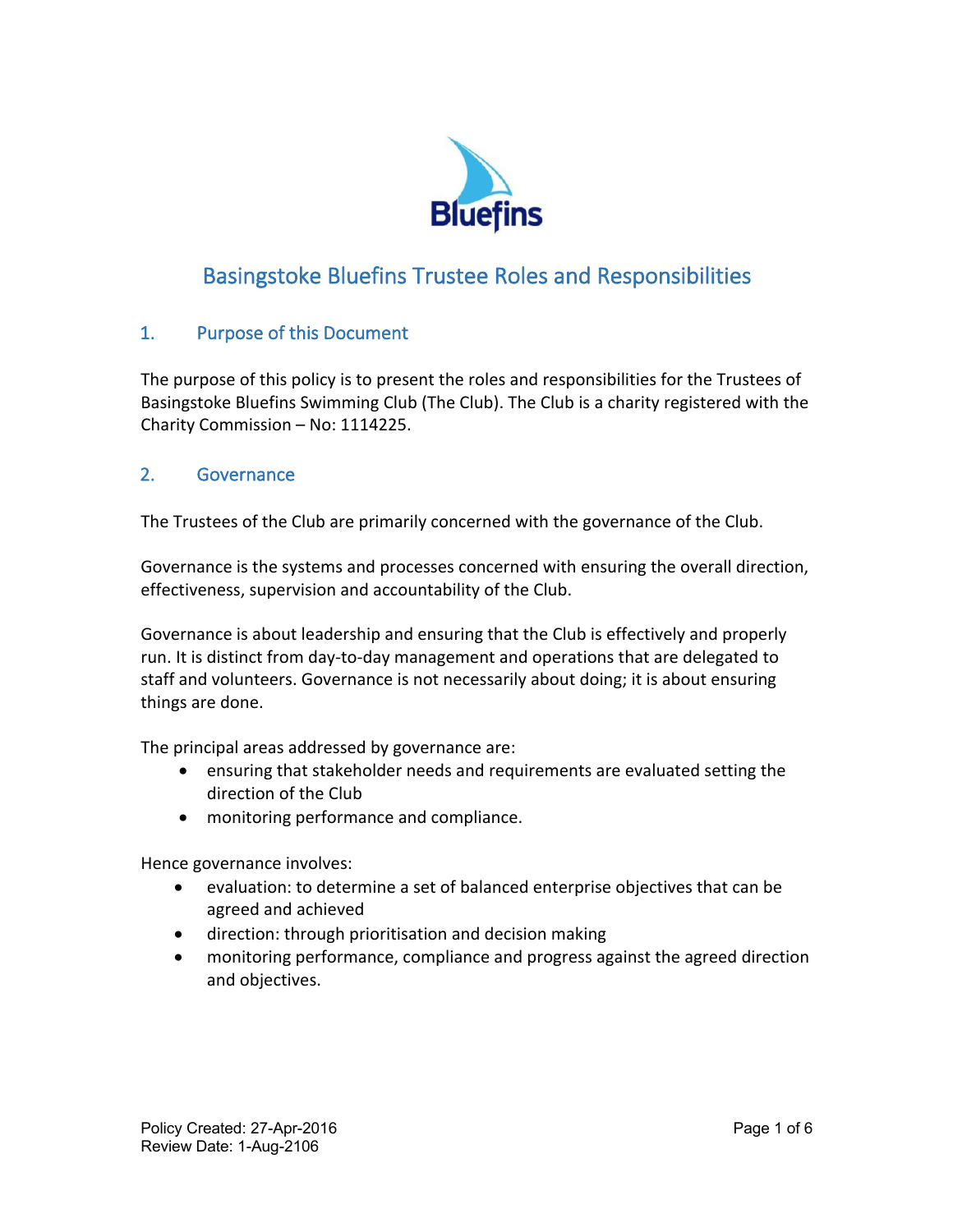# Basingstoke Bluefins Trustee Roles and Responsibilities

## 1. Purpose of this Document

The purpose of this policy is to present the roles and responsibilities for the Trustees of Basingstoke Bluefins Swimming Club (The Club). The Club is a charity registered with the Charity Commission – No: 1114225.

## 2. Governance

The Trustees of the Club are primarily concerned with the governance of the Club.

Governance is the systems and processes concerned with ensuring the overall direction, effectiveness, supervision and accountability of the Club.

Governance is about leadership and ensuring that the Club is effectively and properly run. It is distinct from day-to-day management and operations that are delegated to staff and volunteers. Governance is not necessarily about doing; it is about ensuring things are done.

The principal areas addressed by governance are:

- ensuring that stakeholder needs and requirements are evaluated setting the direction of the Club
- monitoring performance and compliance.

Hence governance involves:

- evaluation: to determine a set of balanced enterprise objectives that can be agreed and achieved
- direction: through prioritisation and decision making
- monitoring performance, compliance and progress against the agreed direction and objectives.

Policy Created: 27-Apr-2016
Review Date: 1-Aug-2106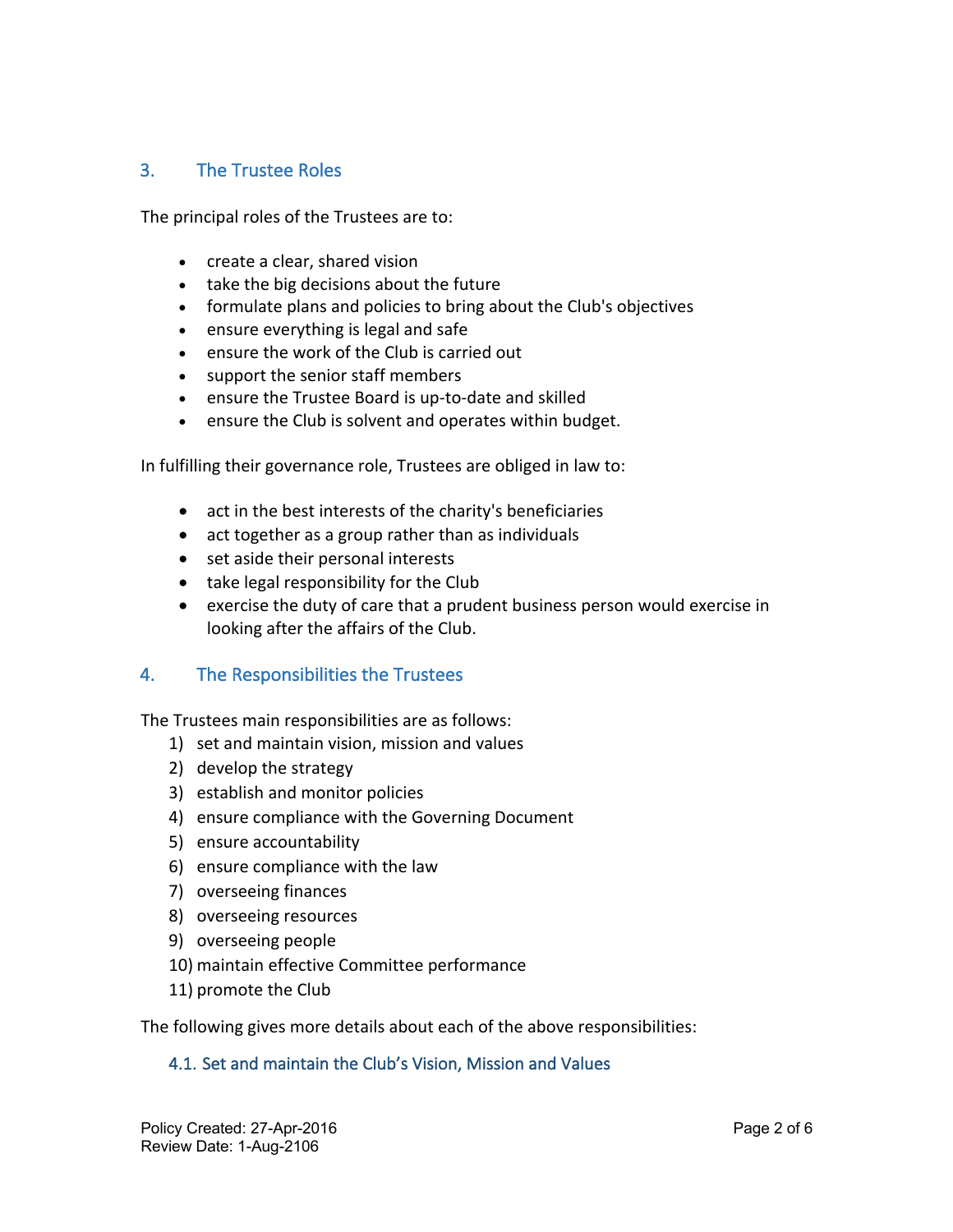## 3. The Trustee Roles

The principal roles of the Trustees are to:

- create a clear, shared vision
- take the big decisions about the future
- formulate plans and policies to bring about the Club's objectives
- ensure everything is legal and safe
- ensure the work of the Club is carried out
- support the senior staff members
- ensure the Trustee Board is up-to-date and skilled
- ensure the Club is solvent and operates within budget.

In fulfilling their governance role, Trustees are obliged in law to:

- act in the best interests of the charity's beneficiaries
- act together as a group rather than as individuals
- set aside their personal interests
- take legal responsibility for the Club
- exercise the duty of care that a prudent business person would exercise in looking after the affairs of the Club.

## 4. The Responsibilities the Trustees

The Trustees main responsibilities are as follows:

1) set and maintain vision, mission and values
2) develop the strategy
3) establish and monitor policies
4) ensure compliance with the Governing Document
5) ensure accountability
6) ensure compliance with the law
7) overseeing finances
8) overseeing resources
9) overseeing people
10) maintain effective Committee performance
11) promote the Club

The following gives more details about each of the above responsibilities:

### 4.1. Set and maintain the Club's Vision, Mission and Values

Policy Created: 27-Apr-2016
Review Date: 1-Aug-2106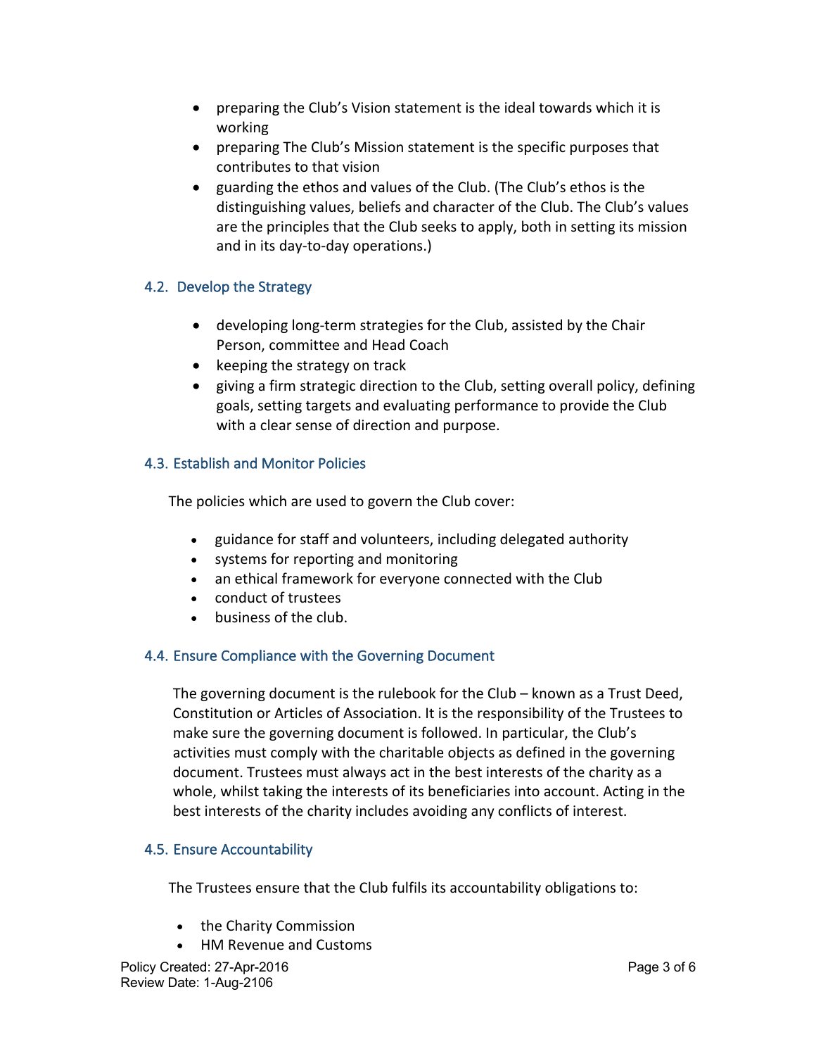- preparing the Club's Vision statement is the ideal towards which it is working
- preparing The Club's Mission statement is the specific purposes that contributes to that vision
- guarding the ethos and values of the Club. (The Club's ethos is the distinguishing values, beliefs and character of the Club. The Club's values are the principles that the Club seeks to apply, both in setting its mission and in its day-to-day operations.)

### 4.2. Develop the Strategy

- developing long-term strategies for the Club, assisted by the Chair Person, committee and Head Coach
- keeping the strategy on track
- giving a firm strategic direction to the Club, setting overall policy, defining goals, setting targets and evaluating performance to provide the Club with a clear sense of direction and purpose.

### 4.3. Establish and Monitor Policies

The policies which are used to govern the Club cover:

- guidance for staff and volunteers, including delegated authority
- systems for reporting and monitoring
- an ethical framework for everyone connected with the Club
- conduct of trustees
- business of the club.

### 4.4. Ensure Compliance with the Governing Document

The governing document is the rulebook for the Club – known as a Trust Deed, Constitution or Articles of Association. It is the responsibility of the Trustees to make sure the governing document is followed. In particular, the Club's activities must comply with the charitable objects as defined in the governing document. Trustees must always act in the best interests of the charity as a whole, whilst taking the interests of its beneficiaries into account. Acting in the best interests of the charity includes avoiding any conflicts of interest.

### 4.5. Ensure Accountability

The Trustees ensure that the Club fulfils its accountability obligations to:

- the Charity Commission
- HM Revenue and Customs

Policy Created: 27-Apr-2016
Review Date: 1-Aug-2106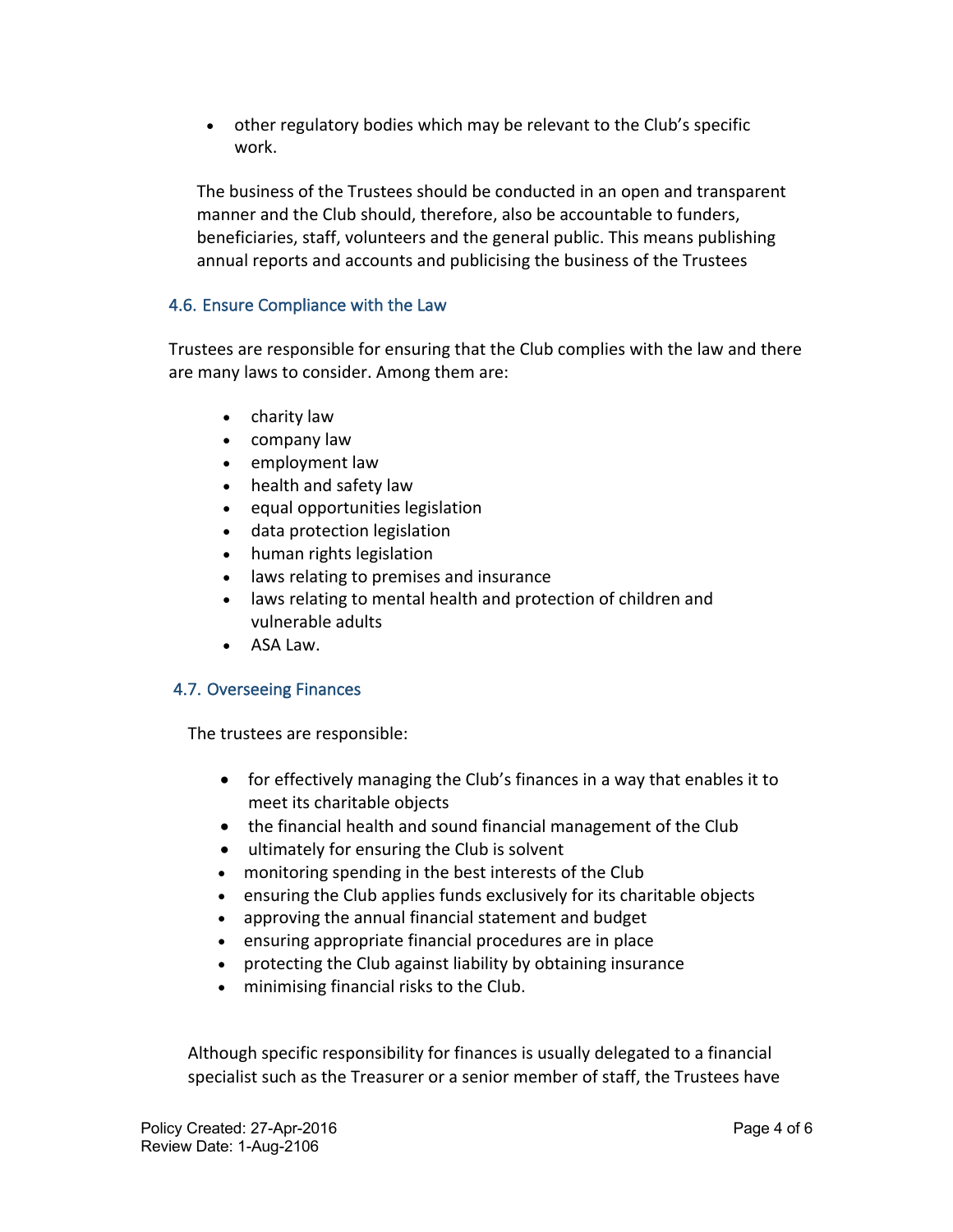- other regulatory bodies which may be relevant to the Club's specific work.

The business of the Trustees should be conducted in an open and transparent manner and the Club should, therefore, also be accountable to funders, beneficiaries, staff, volunteers and the general public. This means publishing annual reports and accounts and publicising the business of the Trustees

### 4.6. Ensure Compliance with the Law

Trustees are responsible for ensuring that the Club complies with the law and there are many laws to consider. Among them are:

- charity law
- company law
- employment law
- health and safety law
- equal opportunities legislation
- data protection legislation
- human rights legislation
- laws relating to premises and insurance
- laws relating to mental health and protection of children and vulnerable adults
- ASA Law.

### 4.7. Overseeing Finances

The trustees are responsible:

- for effectively managing the Club's finances in a way that enables it to meet its charitable objects
- the financial health and sound financial management of the Club
- ultimately for ensuring the Club is solvent
- monitoring spending in the best interests of the Club
- ensuring the Club applies funds exclusively for its charitable objects
- approving the annual financial statement and budget
- ensuring appropriate financial procedures are in place
- protecting the Club against liability by obtaining insurance
- minimising financial risks to the Club.

Although specific responsibility for finances is usually delegated to a financial specialist such as the Treasurer or a senior member of staff, the Trustees have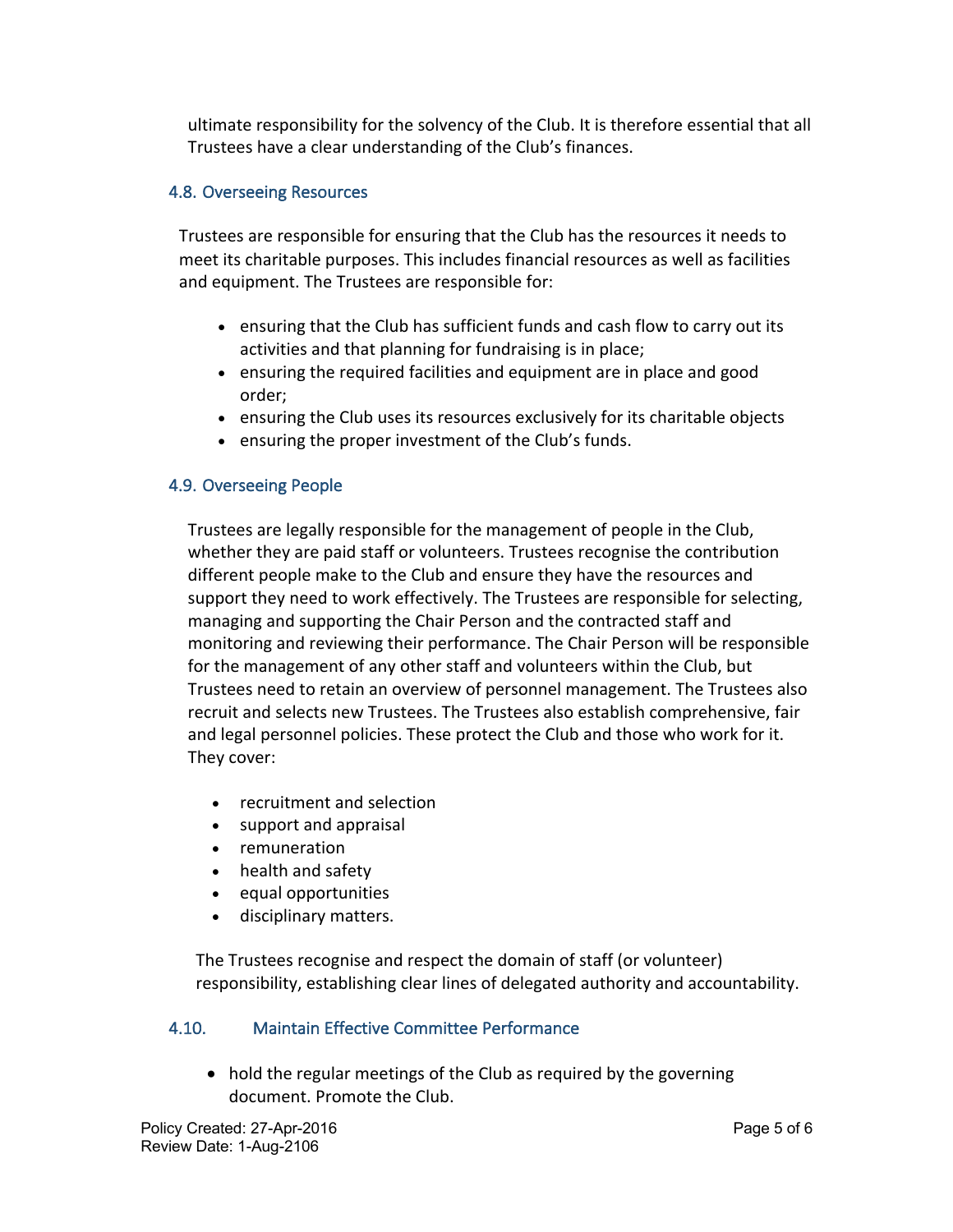ultimate responsibility for the solvency of the Club. It is therefore essential that all Trustees have a clear understanding of the Club's finances.

### 4.8. Overseeing Resources

Trustees are responsible for ensuring that the Club has the resources it needs to meet its charitable purposes. This includes financial resources as well as facilities and equipment. The Trustees are responsible for:

- ensuring that the Club has sufficient funds and cash flow to carry out its activities and that planning for fundraising is in place;
- ensuring the required facilities and equipment are in place and good order;
- ensuring the Club uses its resources exclusively for its charitable objects
- ensuring the proper investment of the Club's funds.

### 4.9. Overseeing People

Trustees are legally responsible for the management of people in the Club, whether they are paid staff or volunteers. Trustees recognise the contribution different people make to the Club and ensure they have the resources and support they need to work effectively. The Trustees are responsible for selecting, managing and supporting the Chair Person and the contracted staff and monitoring and reviewing their performance. The Chair Person will be responsible for the management of any other staff and volunteers within the Club, but Trustees need to retain an overview of personnel management. The Trustees also recruit and selects new Trustees. The Trustees also establish comprehensive, fair and legal personnel policies. These protect the Club and those who work for it. They cover:

- recruitment and selection
- support and appraisal
- remuneration
- health and safety
- equal opportunities
- disciplinary matters.

The Trustees recognise and respect the domain of staff (or volunteer) responsibility, establishing clear lines of delegated authority and accountability.

### 4.10. Maintain Effective Committee Performance

- hold the regular meetings of the Club as required by the governing document. Promote the Club.

Policy Created: 27-Apr-2016
Review Date: 1-Aug-2106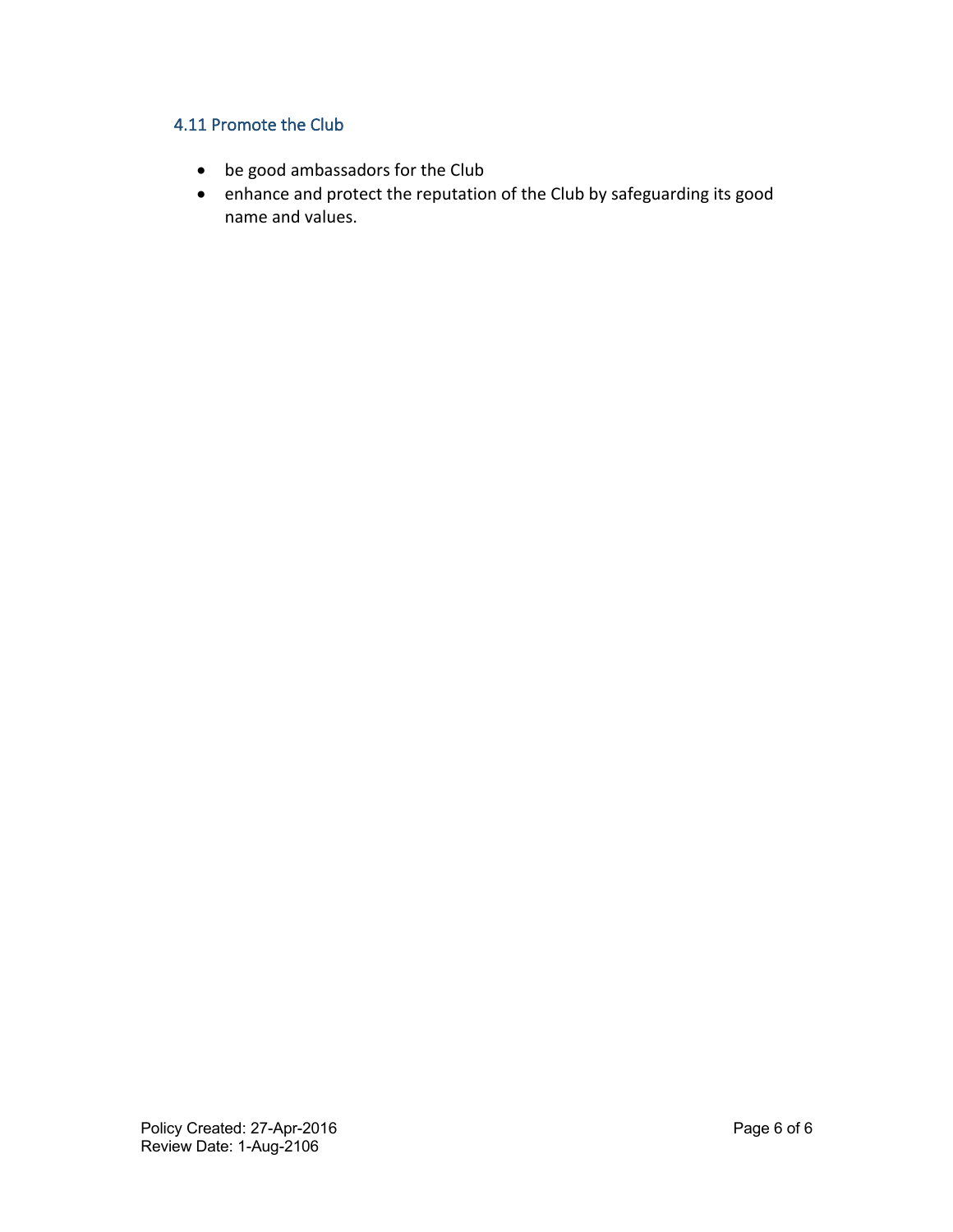### 4.11 Promote the Club

- be good ambassadors for the Club
- enhance and protect the reputation of the Club by safeguarding its good name and values.